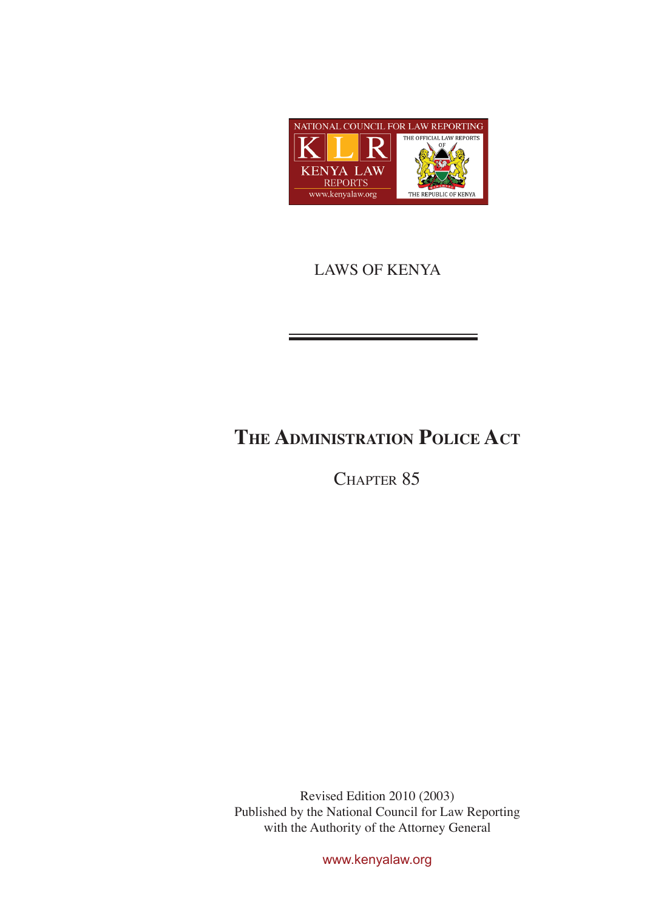NATIONAL COUNCIL FOR LAW REPORTING

KLR

KENYA LAW REPORTS

www.kenyalaw.org

THE OFFICIAL LAW REPORTS OF THE REPUBLIC OF KENYA

LAWS OF KENYA

# THE ADMINISTRATION POLICE ACT

## CHAPTER 85

Revised Edition 2010 (2003)
Published by the National Council for Law Reporting
with the Authority of the Attorney General

www.kenyalaw.org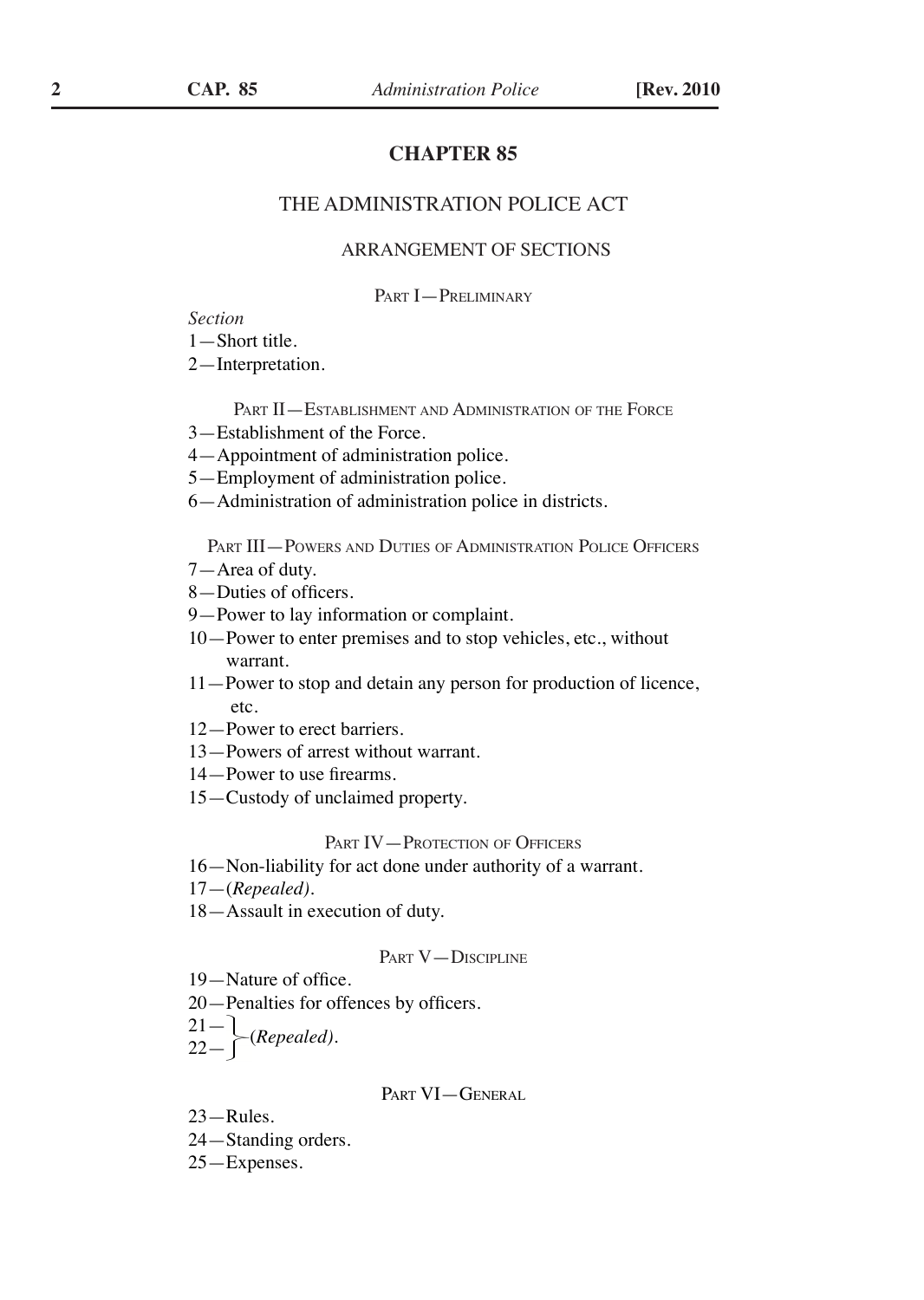# CHAPTER 85

## THE ADMINISTRATION POLICE ACT

### ARRANGEMENT OF SECTIONS

PART I—PRELIMINARY

*Section*

1—Short title.

2—Interpretation.

PART II—ESTABLISHMENT AND ADMINISTRATION OF THE FORCE

3—Establishment of the Force.

4—Appointment of administration police.

5—Employment of administration police.

6—Administration of administration police in districts.

PART III—POWERS AND DUTIES OF ADMINISTRATION POLICE OFFICERS

7—Area of duty.

8—Duties of officers.

9—Power to lay information or complaint.

10—Power to enter premises and to stop vehicles, etc., without warrant.

11—Power to stop and detain any person for production of licence, etc.

12—Power to erect barriers.

13—Powers of arrest without warrant.

14—Power to use firearms.

15—Custody of unclaimed property.

PART IV—PROTECTION OF OFFICERS

16—Non-liability for act done under authority of a warrant.

17—(*Repealed*).

18—Assault in execution of duty.

PART V—DISCIPLINE

19—Nature of office.

20—Penalties for offences by officers.

21—
22— (*Repealed*).

PART VI—GENERAL

23—Rules.

24—Standing orders.

25—Expenses.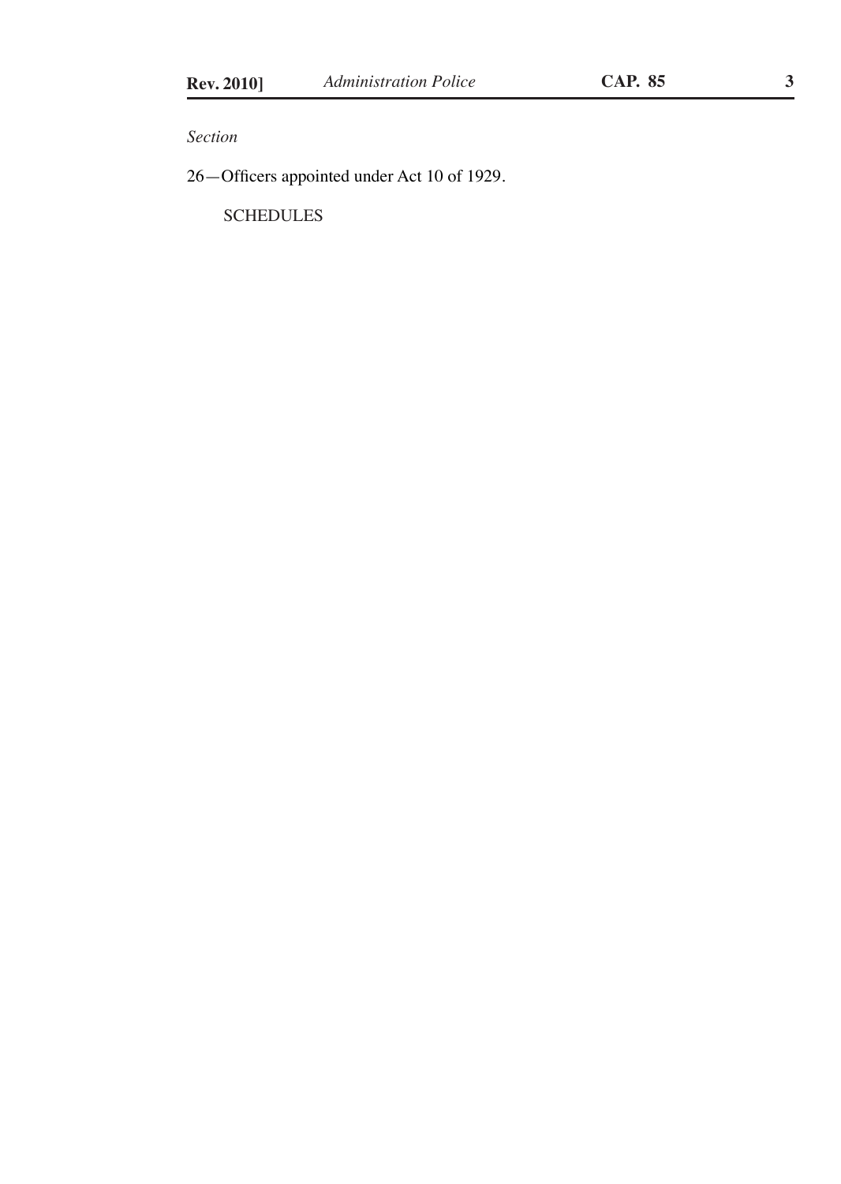*Section*

26—Officers appointed under Act 10 of 1929.

SCHEDULES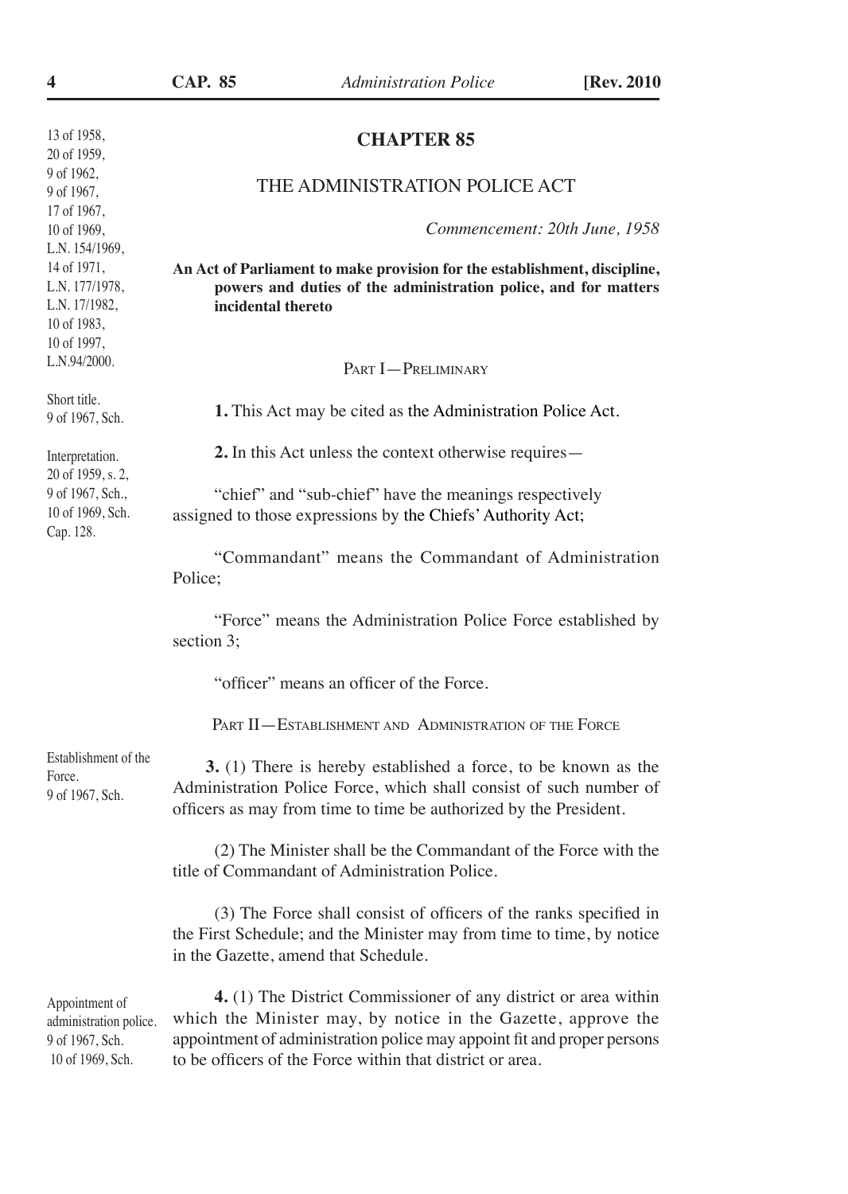13 of 1958,
20 of 1959,
9 of 1962,
9 of 1967,
17 of 1967,
10 of 1969,
L.N. 154/1969,
14 of 1971,
L.N. 177/1978,
L.N. 17/1982,
10 of 1983,
10 of 1997,
L.N.94/2000.

# CHAPTER 85

## THE ADMINISTRATION POLICE ACT

*Commencement: 20th June, 1958*

**An Act of Parliament to make provision for the establishment, discipline, powers and duties of the administration police, and for matters incidental thereto**

### PART I—PRELIMINARY

Short title.
9 of 1967, Sch.

**1.** This Act may be cited as the Administration Police Act.

Interpretation.
20 of 1959, s. 2,
9 of 1967, Sch.,
10 of 1969, Sch.
Cap. 128.

**2.** In this Act unless the context otherwise requires—

"chief" and "sub-chief" have the meanings respectively assigned to those expressions by the Chiefs' Authority Act;

"Commandant" means the Commandant of Administration Police;

"Force" means the Administration Police Force established by section 3;

"officer" means an officer of the Force.

### PART II—ESTABLISHMENT AND ADMINISTRATION OF THE FORCE

Establishment of the Force.
9 of 1967, Sch.

**3.** (1) There is hereby established a force, to be known as the Administration Police Force, which shall consist of such number of officers as may from time to time be authorized by the President.

(2) The Minister shall be the Commandant of the Force with the title of Commandant of Administration Police.

(3) The Force shall consist of officers of the ranks specified in the First Schedule; and the Minister may from time to time, by notice in the Gazette, amend that Schedule.

Appointment of administration police.
9 of 1967, Sch.
10 of 1969, Sch.

**4.** (1) The District Commissioner of any district or area within which the Minister may, by notice in the Gazette, approve the appointment of administration police may appoint fit and proper persons to be officers of the Force within that district or area.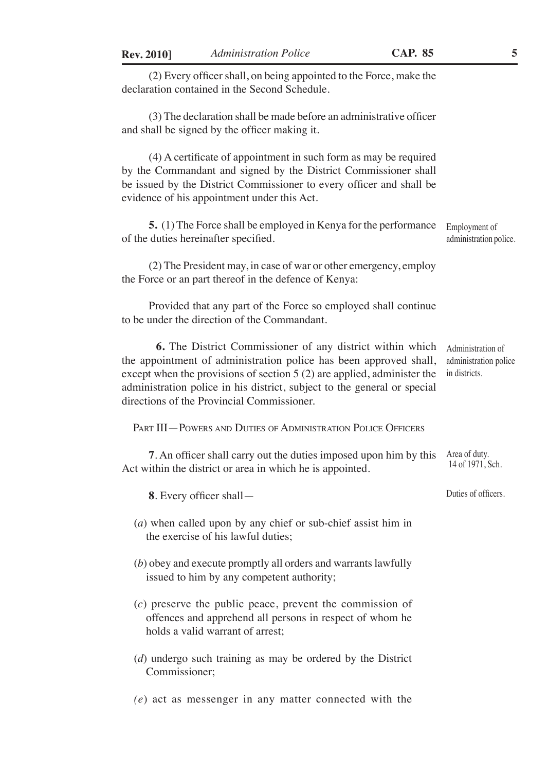(2) Every officer shall, on being appointed to the Force, make the declaration contained in the Second Schedule.

(3) The declaration shall be made before an administrative officer and shall be signed by the officer making it.

(4) A certificate of appointment in such form as may be required by the Commandant and signed by the District Commissioner shall be issued by the District Commissioner to every officer and shall be evidence of his appointment under this Act.

Employment of administration police.

**5.** (1) The Force shall be employed in Kenya for the performance of the duties hereinafter specified.

(2) The President may, in case of war or other emergency, employ the Force or an part thereof in the defence of Kenya:

Provided that any part of the Force so employed shall continue to be under the direction of the Commandant.

Administration of administration police in districts.

**6.** The District Commissioner of any district within which the appointment of administration police has been approved shall, except when the provisions of section 5 (2) are applied, administer the administration police in his district, subject to the general or special directions of the Provincial Commissioner.

## Part III—Powers and Duties of Administration Police Officers

Area of duty. 14 of 1971, Sch.

**7**. An officer shall carry out the duties imposed upon him by this Act within the district or area in which he is appointed.

Duties of officers.

**8**. Every officer shall—

(*a*) when called upon by any chief or sub-chief assist him in the exercise of his lawful duties;

(*b*) obey and execute promptly all orders and warrants lawfully issued to him by any competent authority;

(*c*) preserve the public peace, prevent the commission of offences and apprehend all persons in respect of whom he holds a valid warrant of arrest;

(*d*) undergo such training as may be ordered by the District Commissioner;

(*e*) act as messenger in any matter connected with the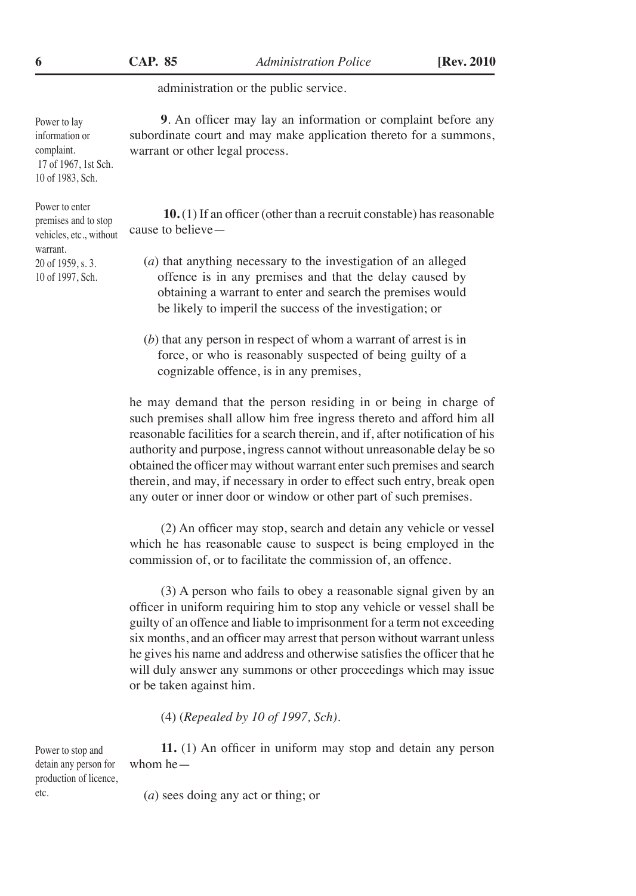administration or the public service.

Power to lay information or complaint. 17 of 1967, 1st Sch. 10 of 1983, Sch.

**9**. An officer may lay an information or complaint before any subordinate court and may make application thereto for a summons, warrant or other legal process.

Power to enter premises and to stop vehicles, etc., without warrant. 20 of 1959, s. 3. 10 of 1997, Sch.

**10.** (1) If an officer (other than a recruit constable) has reasonable cause to believe—

(*a*) that anything necessary to the investigation of an alleged offence is in any premises and that the delay caused by obtaining a warrant to enter and search the premises would be likely to imperil the success of the investigation; or

(*b*) that any person in respect of whom a warrant of arrest is in force, or who is reasonably suspected of being guilty of a cognizable offence, is in any premises,

he may demand that the person residing in or being in charge of such premises shall allow him free ingress thereto and afford him all reasonable facilities for a search therein, and if, after notification of his authority and purpose, ingress cannot without unreasonable delay be so obtained the officer may without warrant enter such premises and search therein, and may, if necessary in order to effect such entry, break open any outer or inner door or window or other part of such premises.

(2) An officer may stop, search and detain any vehicle or vessel which he has reasonable cause to suspect is being employed in the commission of, or to facilitate the commission of, an offence.

(3) A person who fails to obey a reasonable signal given by an officer in uniform requiring him to stop any vehicle or vessel shall be guilty of an offence and liable to imprisonment for a term not exceeding six months, and an officer may arrest that person without warrant unless he gives his name and address and otherwise satisfies the officer that he will duly answer any summons or other proceedings which may issue or be taken against him.

(4) (*Repealed by 10 of 1997, Sch)*.

Power to stop and detain any person for production of licence, etc.

**11.** (1) An officer in uniform may stop and detain any person whom he—

(*a*) sees doing any act or thing; or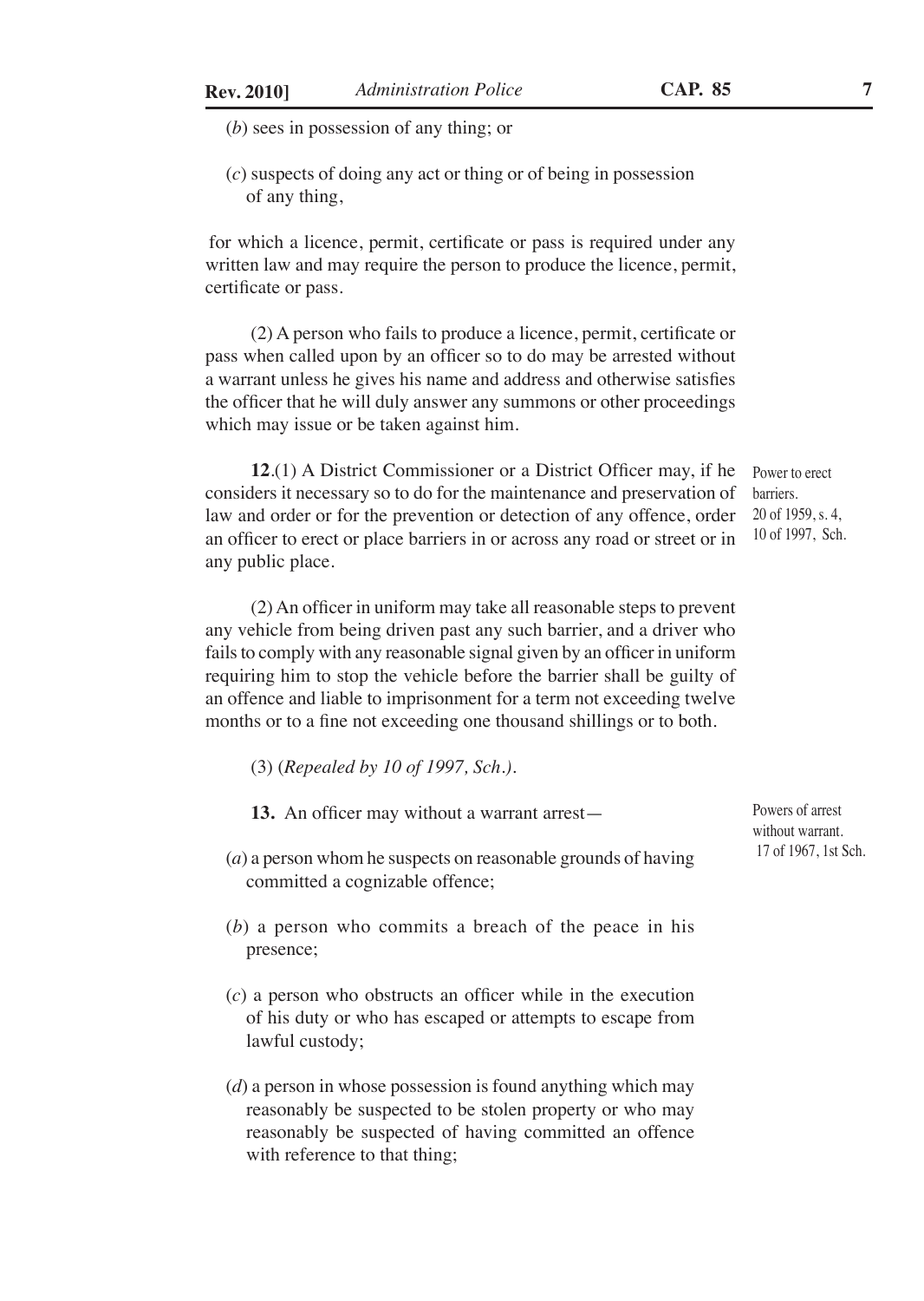(*b*) sees in possession of any thing; or

(*c*) suspects of doing any act or thing or of being in possession of any thing,

for which a licence, permit, certificate or pass is required under any written law and may require the person to produce the licence, permit, certificate or pass.

(2) A person who fails to produce a licence, permit, certificate or pass when called upon by an officer so to do may be arrested without a warrant unless he gives his name and address and otherwise satisfies the officer that he will duly answer any summons or other proceedings which may issue or be taken against him.

Power to erect barriers. 20 of 1959, s. 4, 10 of 1997, Sch.

**12**.(1) A District Commissioner or a District Officer may, if he considers it necessary so to do for the maintenance and preservation of law and order or for the prevention or detection of any offence, order an officer to erect or place barriers in or across any road or street or in any public place.

(2) An officer in uniform may take all reasonable steps to prevent any vehicle from being driven past any such barrier, and a driver who fails to comply with any reasonable signal given by an officer in uniform requiring him to stop the vehicle before the barrier shall be guilty of an offence and liable to imprisonment for a term not exceeding twelve months or to a fine not exceeding one thousand shillings or to both.

(3) (*Repealed by 10 of 1997, Sch.).*

Powers of arrest without warrant. 17 of 1967, 1st Sch.

**13.** An officer may without a warrant arrest—

(*a*) a person whom he suspects on reasonable grounds of having committed a cognizable offence;

(*b*) a person who commits a breach of the peace in his presence;

(*c*) a person who obstructs an officer while in the execution of his duty or who has escaped or attempts to escape from lawful custody;

(*d*) a person in whose possession is found anything which may reasonably be suspected to be stolen property or who may reasonably be suspected of having committed an offence with reference to that thing;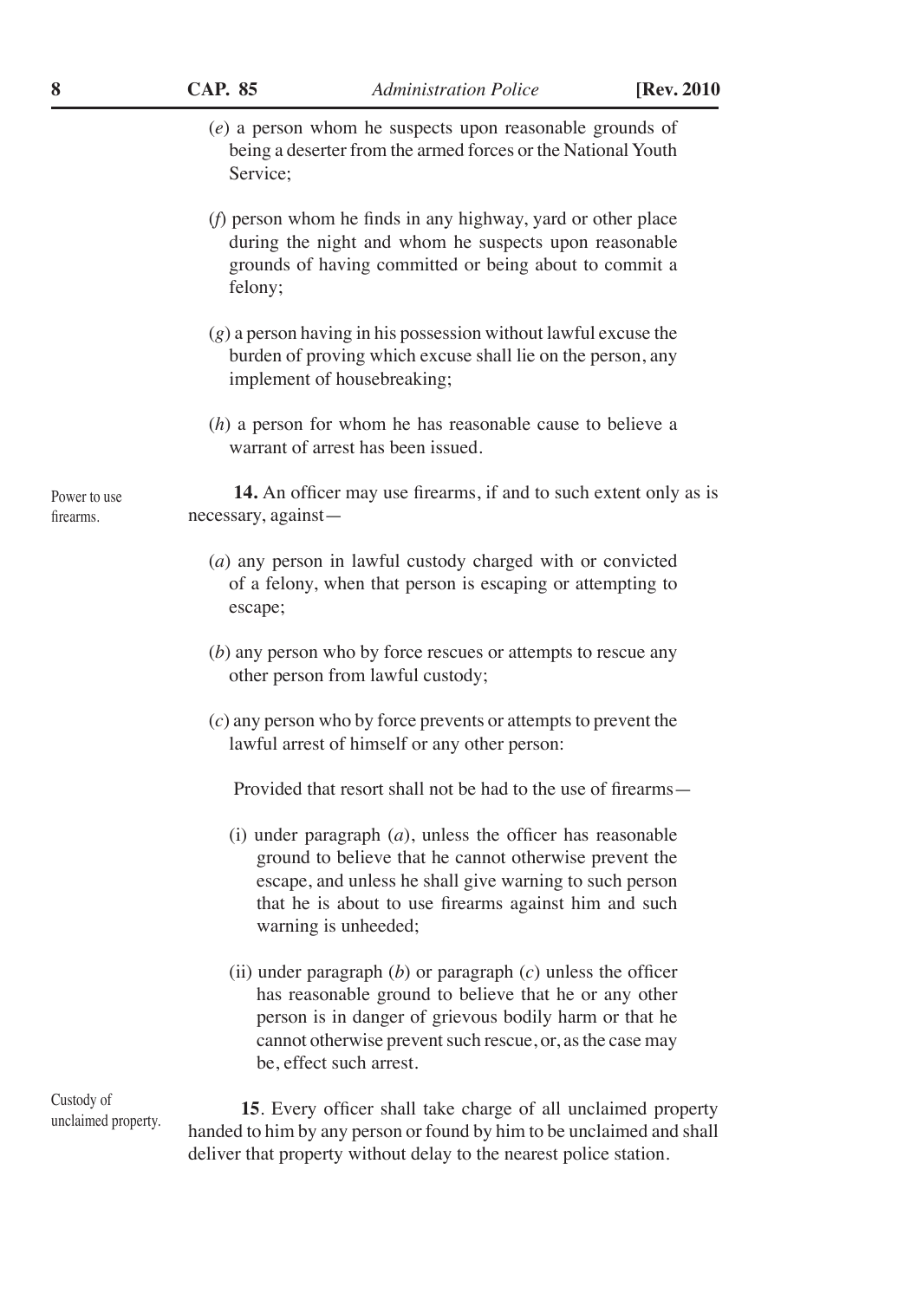(*e*) a person whom he suspects upon reasonable grounds of being a deserter from the armed forces or the National Youth Service;

(*f*) person whom he finds in any highway, yard or other place during the night and whom he suspects upon reasonable grounds of having committed or being about to commit a felony;

(*g*) a person having in his possession without lawful excuse the burden of proving which excuse shall lie on the person, any implement of housebreaking;

(*h*) a person for whom he has reasonable cause to believe a warrant of arrest has been issued.

Power to use firearms.

**14.** An officer may use firearms, if and to such extent only as is necessary, against—

(*a*) any person in lawful custody charged with or convicted of a felony, when that person is escaping or attempting to escape;

(*b*) any person who by force rescues or attempts to rescue any other person from lawful custody;

(*c*) any person who by force prevents or attempts to prevent the lawful arrest of himself or any other person:

Provided that resort shall not be had to the use of firearms—

(i) under paragraph (*a*), unless the officer has reasonable ground to believe that he cannot otherwise prevent the escape, and unless he shall give warning to such person that he is about to use firearms against him and such warning is unheeded;

(ii) under paragraph (*b*) or paragraph (*c*) unless the officer has reasonable ground to believe that he or any other person is in danger of grievous bodily harm or that he cannot otherwise prevent such rescue, or, as the case may be, effect such arrest.

Custody of unclaimed property.

**15**. Every officer shall take charge of all unclaimed property handed to him by any person or found by him to be unclaimed and shall deliver that property without delay to the nearest police station.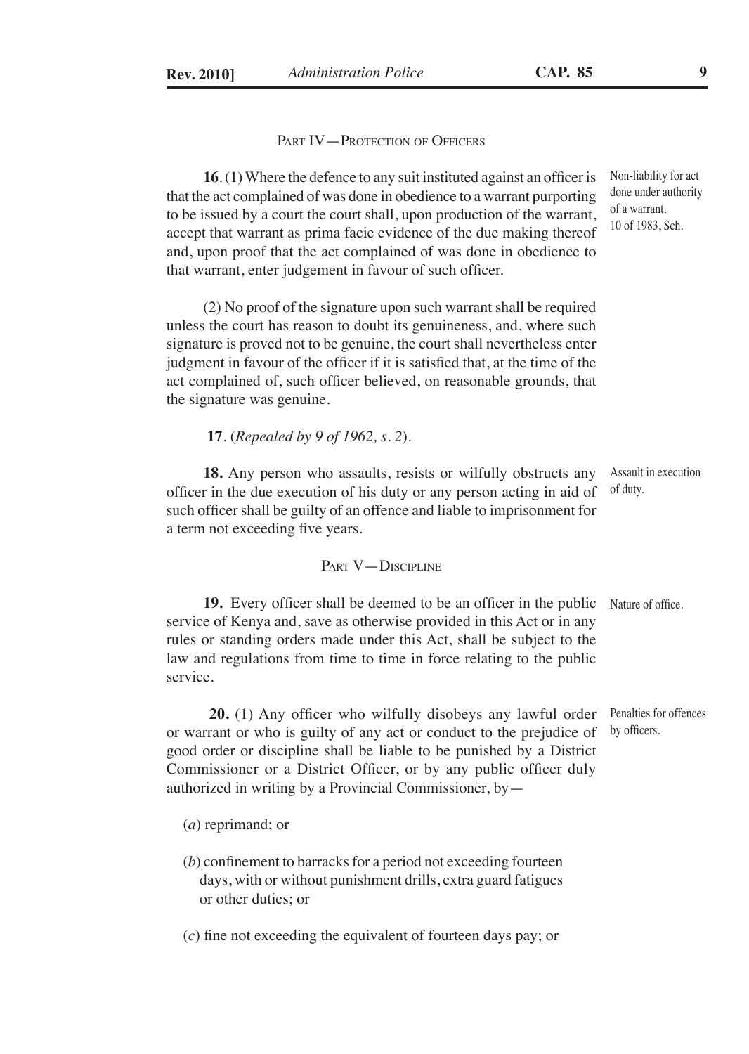## Part IV—Protection of Officers

**16**. (1) Where the defence to any suit instituted against an officer is that the act complained of was done in obedience to a warrant purporting to be issued by a court the court shall, upon production of the warrant, accept that warrant as prima facie evidence of the due making thereof and, upon proof that the act complained of was done in obedience to that warrant, enter judgement in favour of such officer.

Non-liability for act done under authority of a warrant.
10 of 1983, Sch.

(2) No proof of the signature upon such warrant shall be required unless the court has reason to doubt its genuineness, and, where such signature is proved not to be genuine, the court shall nevertheless enter judgment in favour of the officer if it is satisfied that, at the time of the act complained of, such officer believed, on reasonable grounds, that the signature was genuine.

**17**. (*Repealed by 9 of 1962, s. 2*).

**18.** Any person who assaults, resists or wilfully obstructs any officer in the due execution of his duty or any person acting in aid of such officer shall be guilty of an offence and liable to imprisonment for a term not exceeding five years.

Assault in execution of duty.

## Part V—Discipline

**19.** Every officer shall be deemed to be an officer in the public service of Kenya and, save as otherwise provided in this Act or in any rules or standing orders made under this Act, shall be subject to the law and regulations from time to time in force relating to the public service.

Nature of office.

**20.** (1) Any officer who wilfully disobeys any lawful order or warrant or who is guilty of any act or conduct to the prejudice of good order or discipline shall be liable to be punished by a District Commissioner or a District Officer, or by any public officer duly authorized in writing by a Provincial Commissioner, by—

Penalties for offences by officers.

(*a*) reprimand; or

(*b*) confinement to barracks for a period not exceeding fourteen days, with or without punishment drills, extra guard fatigues or other duties; or

(*c*) fine not exceeding the equivalent of fourteen days pay; or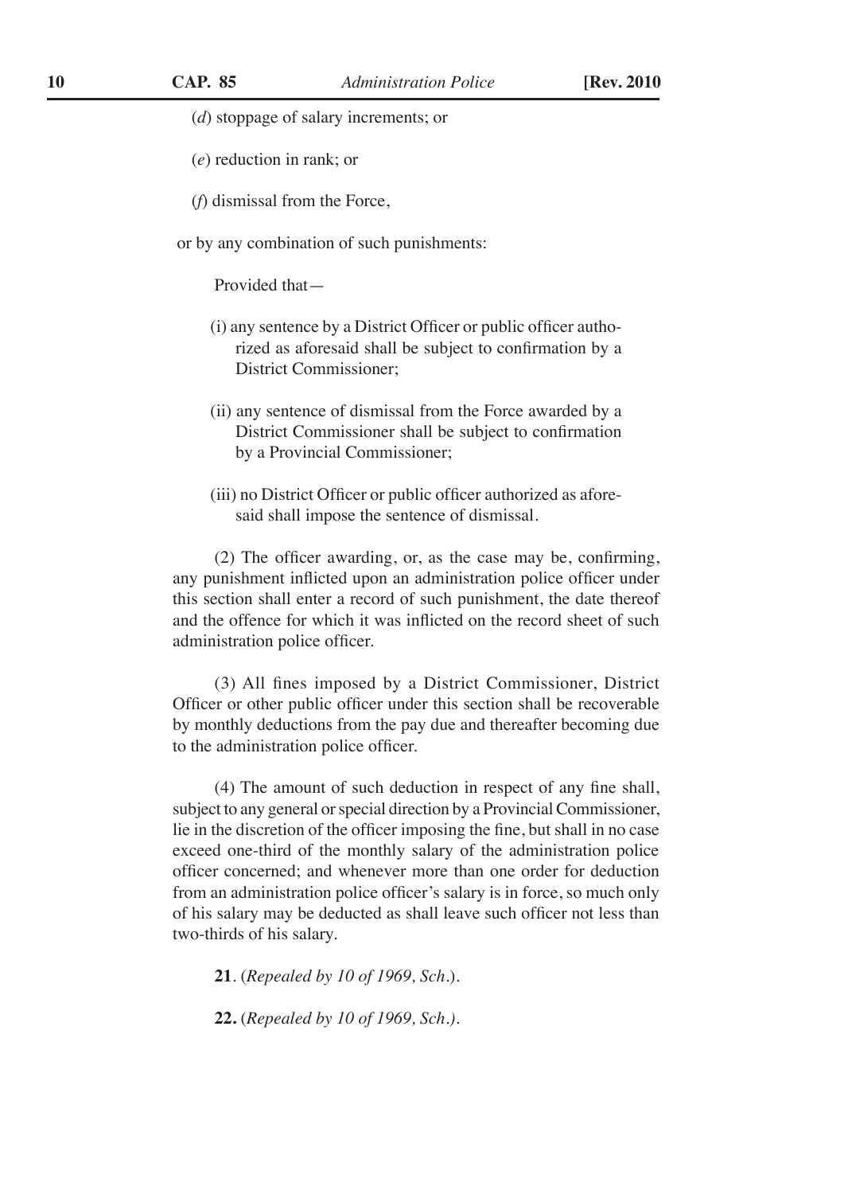(*d*) stoppage of salary increments; or

(*e*) reduction in rank; or

(*f*) dismissal from the Force,

or by any combination of such punishments:

Provided that—

(i) any sentence by a District Officer or public officer authorized as aforesaid shall be subject to confirmation by a District Commissioner;

(ii) any sentence of dismissal from the Force awarded by a District Commissioner shall be subject to confirmation by a Provincial Commissioner;

(iii) no District Officer or public officer authorized as aforesaid shall impose the sentence of dismissal.

(2) The officer awarding, or, as the case may be, confirming, any punishment inflicted upon an administration police officer under this section shall enter a record of such punishment, the date thereof and the offence for which it was inflicted on the record sheet of such administration police officer.

(3) All fines imposed by a District Commissioner, District Officer or other public officer under this section shall be recoverable by monthly deductions from the pay due and thereafter becoming due to the administration police officer.

(4) The amount of such deduction in respect of any fine shall, subject to any general or special direction by a Provincial Commissioner, lie in the discretion of the officer imposing the fine, but shall in no case exceed one-third of the monthly salary of the administration police officer concerned; and whenever more than one order for deduction from an administration police officer's salary is in force, so much only of his salary may be deducted as shall leave such officer not less than two-thirds of his salary.

**21**. (*Repealed by 10 of 1969, Sch.*).

**22.** (*Repealed by 10 of 1969, Sch.).*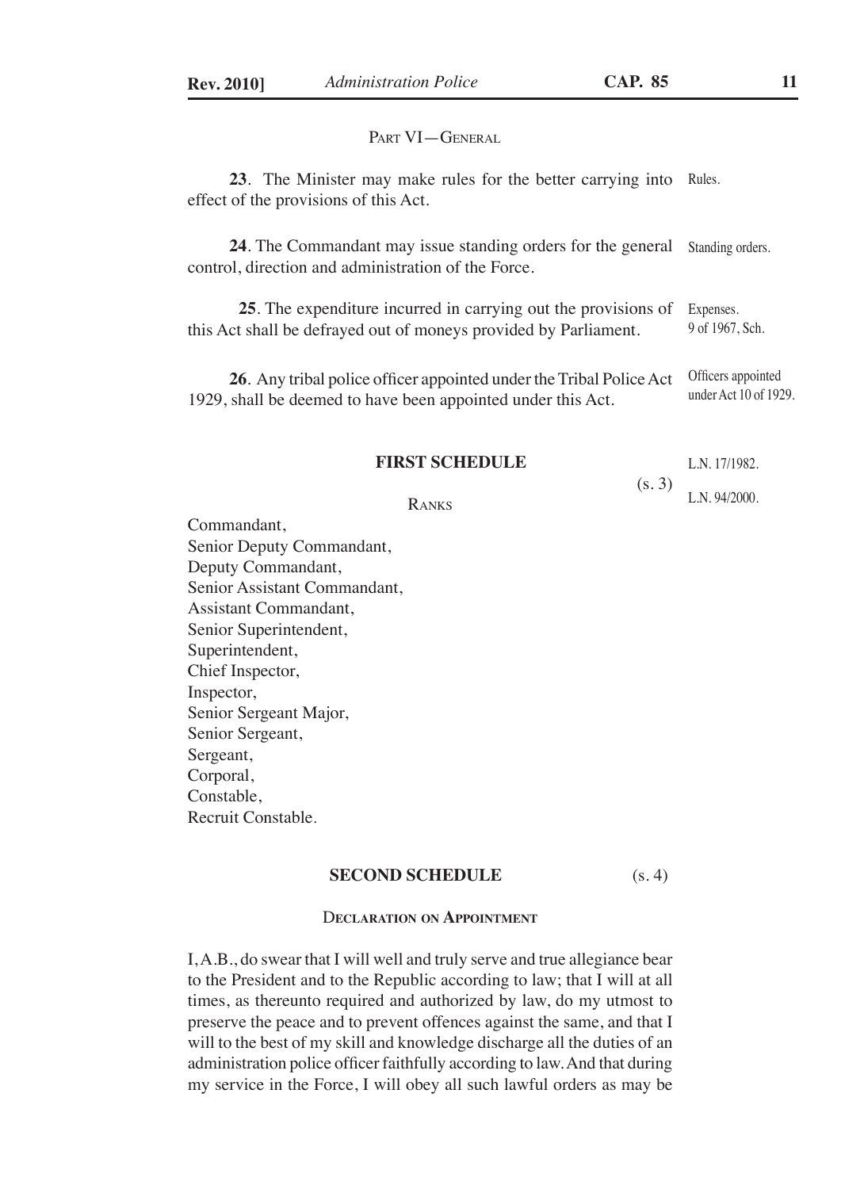## PART VI—GENERAL

**23**. The Minister may make rules for the better carrying into effect of the provisions of this Act. Rules.

**24**. The Commandant may issue standing orders for the general control, direction and administration of the Force. Standing orders.

**25**. The expenditure incurred in carrying out the provisions of this Act shall be defrayed out of moneys provided by Parliament. Expenses. 9 of 1967, Sch.

**26**. Any tribal police officer appointed under the Tribal Police Act 1929, shall be deemed to have been appointed under this Act. Officers appointed under Act 10 of 1929.

## FIRST SCHEDULE

(s. 3) L.N. 17/1982. L.N. 94/2000.

### RANKS

Commandant,
Senior Deputy Commandant,
Deputy Commandant,
Senior Assistant Commandant,
Assistant Commandant,
Senior Superintendent,
Superintendent,
Chief Inspector,
Inspector,
Senior Sergeant Major,
Senior Sergeant,
Sergeant,
Corporal,
Constable,
Recruit Constable.

## SECOND SCHEDULE

(s. 4)

### DECLARATION ON APPOINTMENT

I, A.B., do swear that I will well and truly serve and true allegiance bear to the President and to the Republic according to law; that I will at all times, as thereunto required and authorized by law, do my utmost to preserve the peace and to prevent offences against the same, and that I will to the best of my skill and knowledge discharge all the duties of an administration police officer faithfully according to law. And that during my service in the Force, I will obey all such lawful orders as may be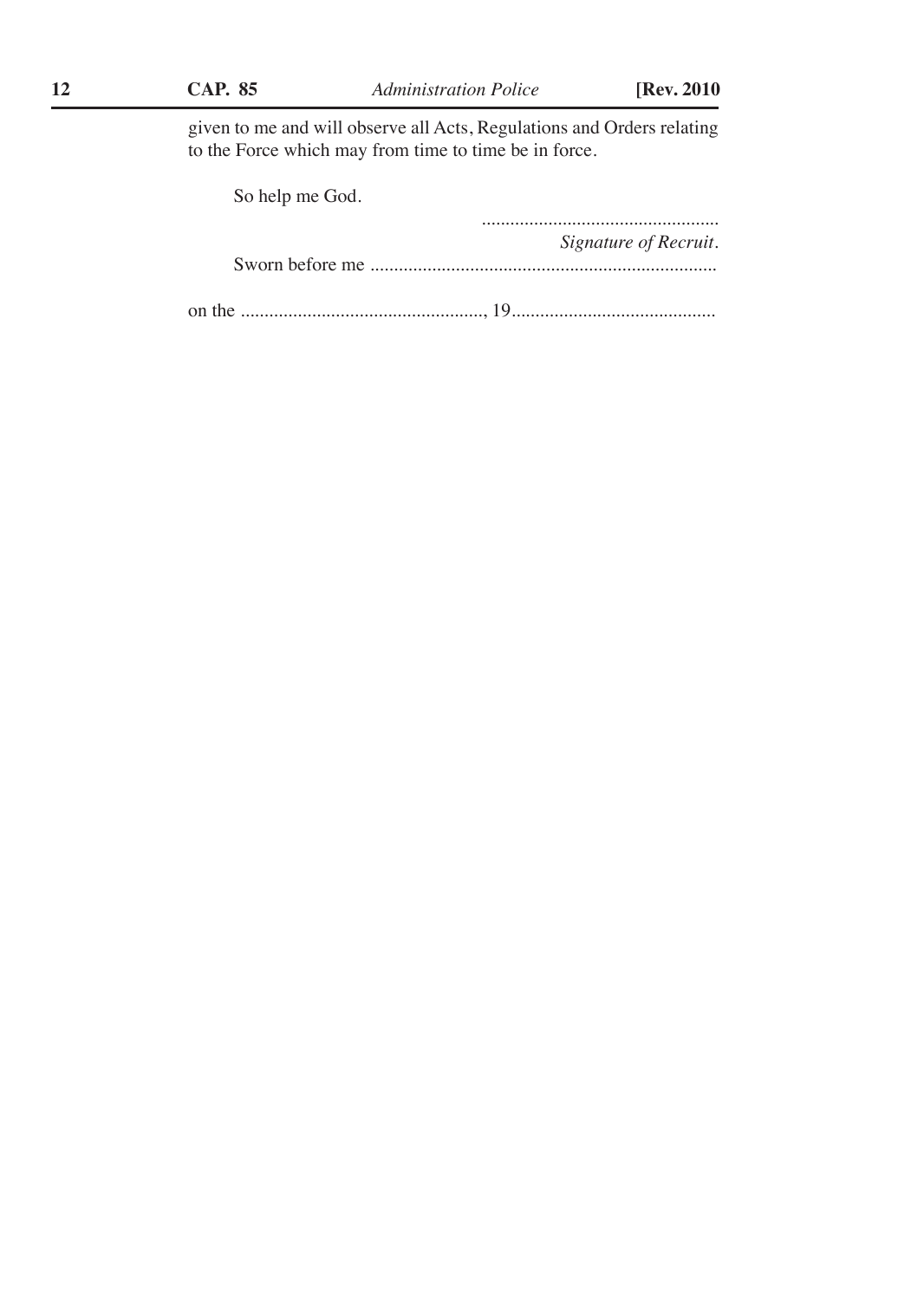given to me and will observe all Acts, Regulations and Orders relating to the Force which may from time to time be in force.

So help me God.

..................................................

*Signature of Recruit.*

Sworn before me .........................................................................

on the ...................................................., 19...........................................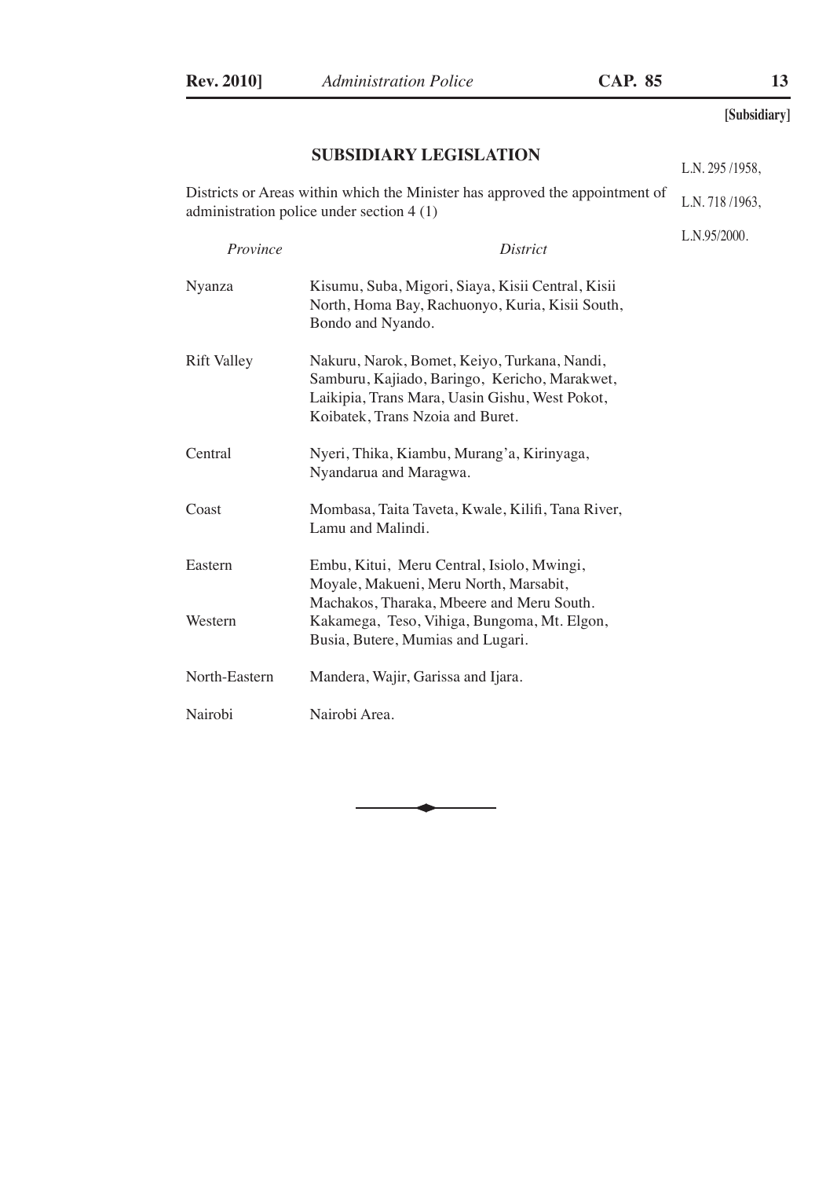[Subsidiary]

## SUBSIDIARY LEGISLATION

L.N. 295 /1958,

L.N. 718 /1963,

L.N.95/2000.

Districts or Areas within which the Minister has approved the appointment of administration police under section 4 (1)

| *Province* | *District* |
|---|---|
| Nyanza | Kisumu, Suba, Migori, Siaya, Kisii Central, Kisii North, Homa Bay, Rachuonyo, Kuria, Kisii South, Bondo and Nyando. |
| Rift Valley | Nakuru, Narok, Bomet, Keiyo, Turkana, Nandi, Samburu, Kajiado, Baringo, Kericho, Marakwet, Laikipia, Trans Mara, Uasin Gishu, West Pokot, Koibatek, Trans Nzoia and Buret. |
| Central | Nyeri, Thika, Kiambu, Murang'a, Kirinyaga, Nyandarua and Maragwa. |
| Coast | Mombasa, Taita Taveta, Kwale, Kilifi, Tana River, Lamu and Malindi. |
| Eastern | Embu, Kitui, Meru Central, Isiolo, Mwingi, Moyale, Makueni, Meru North, Marsabit, Machakos, Tharaka, Mbeere and Meru South. |
| Western | Kakamega, Teso, Vihiga, Bungoma, Mt. Elgon, Busia, Butere, Mumias and Lugari. |
| North-Eastern | Mandera, Wajir, Garissa and Ijara. |
| Nairobi | Nairobi Area. |